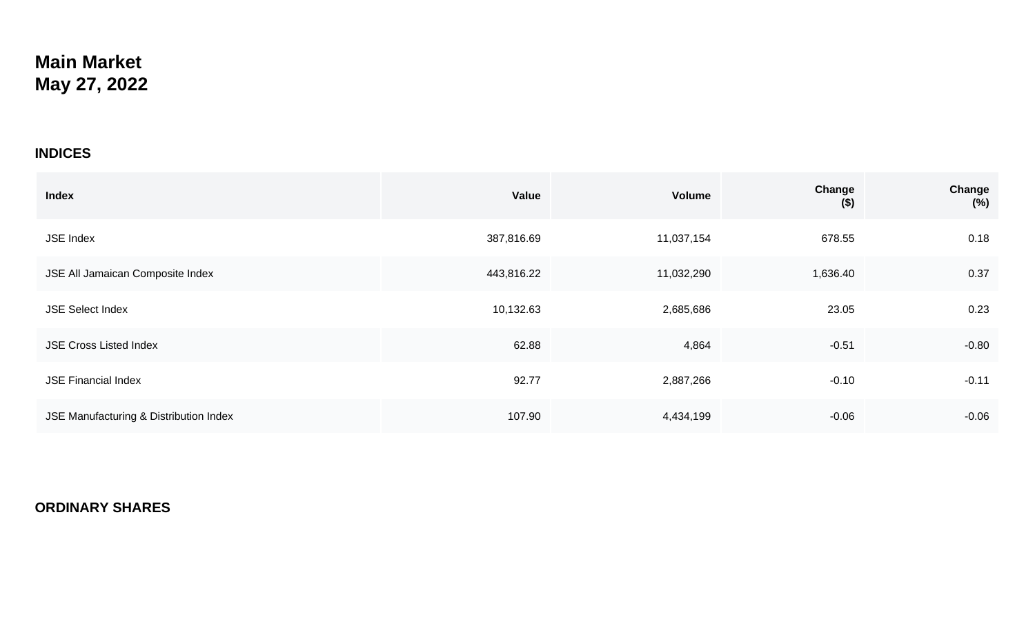# Main Market
# May 27, 2022

## INDICES

| Index | Value | Volume | Change ($) | Change (%) |
|---|---|---|---|---|
| JSE Index | 387,816.69 | 11,037,154 | 678.55 | 0.18 |
| JSE All Jamaican Composite Index | 443,816.22 | 11,032,290 | 1,636.40 | 0.37 |
| JSE Select Index | 10,132.63 | 2,685,686 | 23.05 | 0.23 |
| JSE Cross Listed Index | 62.88 | 4,864 | -0.51 | -0.80 |
| JSE Financial Index | 92.77 | 2,887,266 | -0.10 | -0.11 |
| JSE Manufacturing & Distribution Index | 107.90 | 4,434,199 | -0.06 | -0.06 |

## ORDINARY SHARES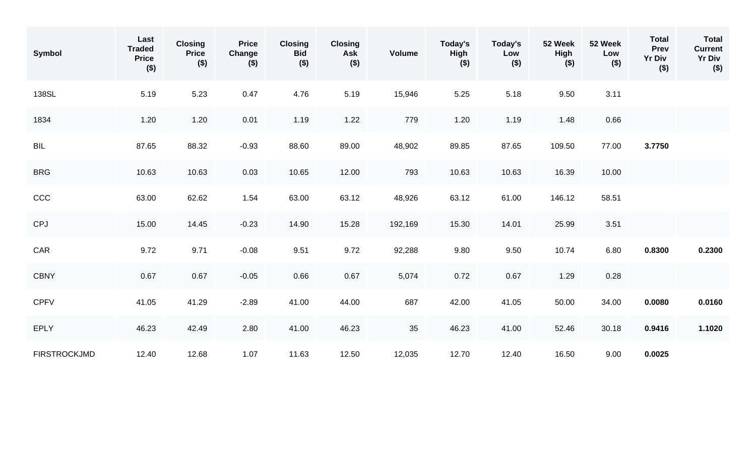| Symbol | Last Traded Price ($) | Closing Price ($) | Price Change ($) | Closing Bid ($) | Closing Ask ($) | Volume | Today's High ($) | Today's Low ($) | 52 Week High ($) | 52 Week Low ($) | Total Prev Yr Div ($) | Total Current Yr Div ($) |
|---|---|---|---|---|---|---|---|---|---|---|---|---|
| 138SL | 5.19 | 5.23 | 0.47 | 4.76 | 5.19 | 15,946 | 5.25 | 5.18 | 9.50 | 3.11 | | |
| 1834 | 1.20 | 1.20 | 0.01 | 1.19 | 1.22 | 779 | 1.20 | 1.19 | 1.48 | 0.66 | | |
| BIL | 87.65 | 88.32 | -0.93 | 88.60 | 89.00 | 48,902 | 89.85 | 87.65 | 109.50 | 77.00 | **3.7750** | |
| BRG | 10.63 | 10.63 | 0.03 | 10.65 | 12.00 | 793 | 10.63 | 10.63 | 16.39 | 10.00 | | |
| CCC | 63.00 | 62.62 | 1.54 | 63.00 | 63.12 | 48,926 | 63.12 | 61.00 | 146.12 | 58.51 | | |
| CPJ | 15.00 | 14.45 | -0.23 | 14.90 | 15.28 | 192,169 | 15.30 | 14.01 | 25.99 | 3.51 | | |
| CAR | 9.72 | 9.71 | -0.08 | 9.51 | 9.72 | 92,288 | 9.80 | 9.50 | 10.74 | 6.80 | **0.8300** | **0.2300** |
| CBNY | 0.67 | 0.67 | -0.05 | 0.66 | 0.67 | 5,074 | 0.72 | 0.67 | 1.29 | 0.28 | | |
| CPFV | 41.05 | 41.29 | -2.89 | 41.00 | 44.00 | 687 | 42.00 | 41.05 | 50.00 | 34.00 | **0.0080** | **0.0160** |
| EPLY | 46.23 | 42.49 | 2.80 | 41.00 | 46.23 | 35 | 46.23 | 41.00 | 52.46 | 30.18 | **0.9416** | **1.1020** |
| FIRSTROCKJMD | 12.40 | 12.68 | 1.07 | 11.63 | 12.50 | 12,035 | 12.70 | 12.40 | 16.50 | 9.00 | **0.0025** | |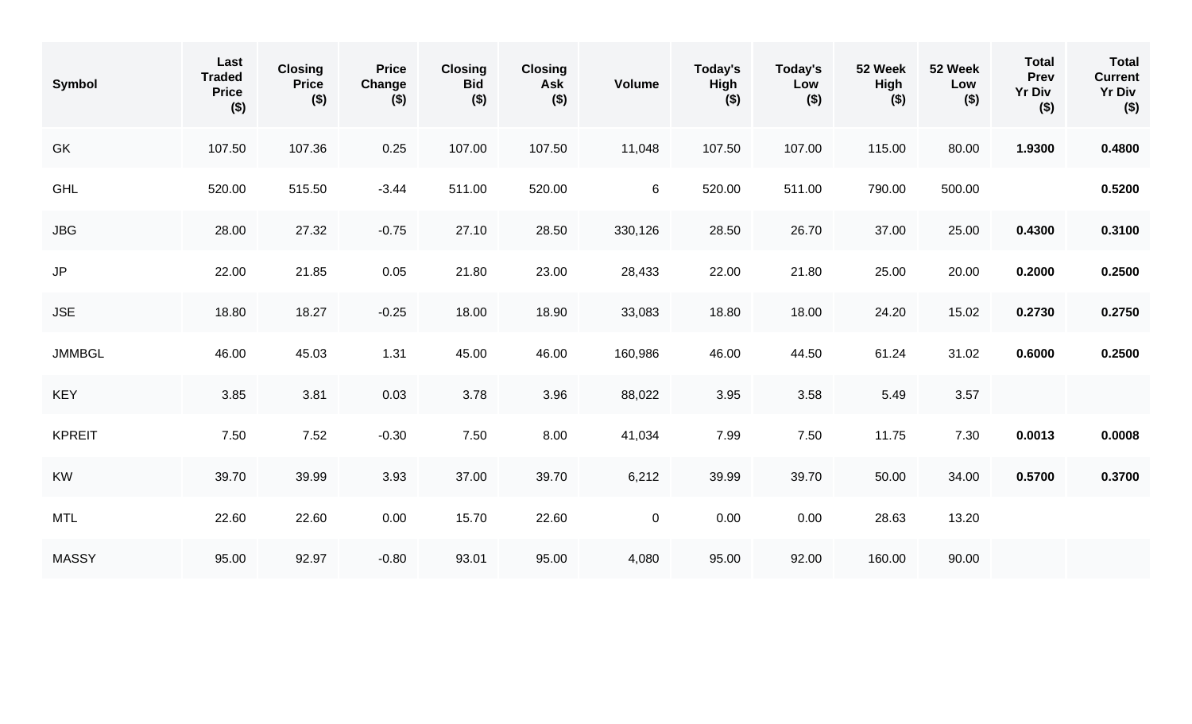| Symbol | Last Traded Price ($) | Closing Price ($) | Price Change ($) | Closing Bid ($) | Closing Ask ($) | Volume | Today's High ($) | Today's Low ($) | 52 Week High ($) | 52 Week Low ($) | Total Prev Yr Div ($) | Total Current Yr Div ($) |
|---|---|---|---|---|---|---|---|---|---|---|---|---|
| GK | 107.50 | 107.36 | 0.25 | 107.00 | 107.50 | 11,048 | 107.50 | 107.00 | 115.00 | 80.00 | **1.9300** | **0.4800** |
| GHL | 520.00 | 515.50 | -3.44 | 511.00 | 520.00 | 6 | 520.00 | 511.00 | 790.00 | 500.00 | | **0.5200** |
| JBG | 28.00 | 27.32 | -0.75 | 27.10 | 28.50 | 330,126 | 28.50 | 26.70 | 37.00 | 25.00 | **0.4300** | **0.3100** |
| JP | 22.00 | 21.85 | 0.05 | 21.80 | 23.00 | 28,433 | 22.00 | 21.80 | 25.00 | 20.00 | **0.2000** | **0.2500** |
| JSE | 18.80 | 18.27 | -0.25 | 18.00 | 18.90 | 33,083 | 18.80 | 18.00 | 24.20 | 15.02 | **0.2730** | **0.2750** |
| JMMBGL | 46.00 | 45.03 | 1.31 | 45.00 | 46.00 | 160,986 | 46.00 | 44.50 | 61.24 | 31.02 | **0.6000** | **0.2500** |
| KEY | 3.85 | 3.81 | 0.03 | 3.78 | 3.96 | 88,022 | 3.95 | 3.58 | 5.49 | 3.57 | | |
| KPREIT | 7.50 | 7.52 | -0.30 | 7.50 | 8.00 | 41,034 | 7.99 | 7.50 | 11.75 | 7.30 | **0.0013** | **0.0008** |
| KW | 39.70 | 39.99 | 3.93 | 37.00 | 39.70 | 6,212 | 39.99 | 39.70 | 50.00 | 34.00 | **0.5700** | **0.3700** |
| MTL | 22.60 | 22.60 | 0.00 | 15.70 | 22.60 | 0 | 0.00 | 0.00 | 28.63 | 13.20 | | |
| MASSY | 95.00 | 92.97 | -0.80 | 93.01 | 95.00 | 4,080 | 95.00 | 92.00 | 160.00 | 90.00 | | |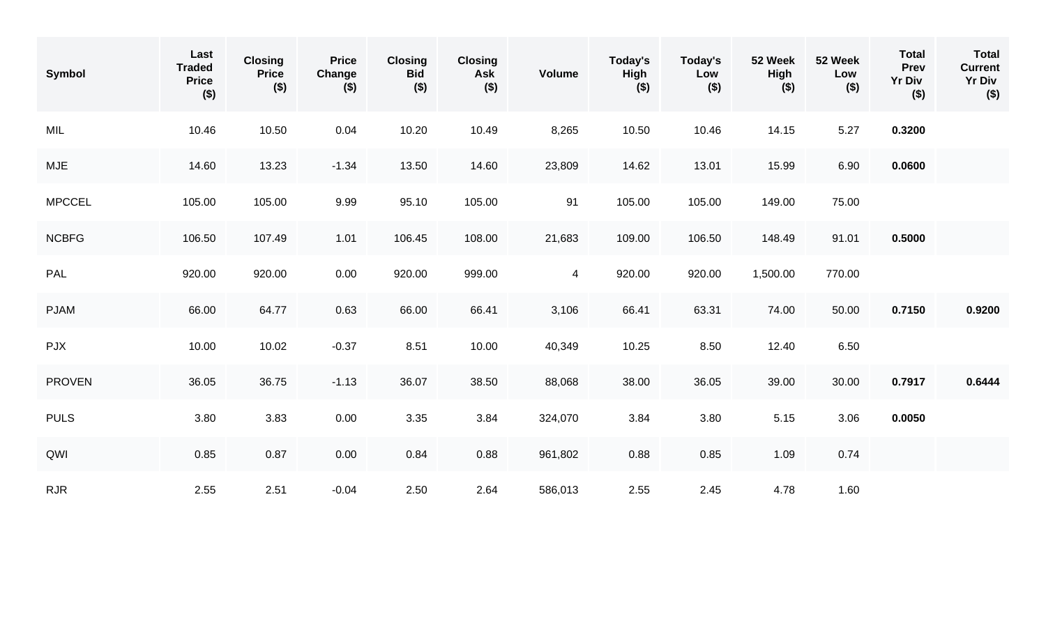| Symbol | Last Traded Price ($) | Closing Price ($) | Price Change ($) | Closing Bid ($) | Closing Ask ($) | Volume | Today's High ($) | Today's Low ($) | 52 Week High ($) | 52 Week Low ($) | Total Prev Yr Div ($) | Total Current Yr Div ($) |
|---|---|---|---|---|---|---|---|---|---|---|---|---|
| MIL | 10.46 | 10.50 | 0.04 | 10.20 | 10.49 | 8,265 | 10.50 | 10.46 | 14.15 | 5.27 | **0.3200** | |
| MJE | 14.60 | 13.23 | -1.34 | 13.50 | 14.60 | 23,809 | 14.62 | 13.01 | 15.99 | 6.90 | **0.0600** | |
| MPCCEL | 105.00 | 105.00 | 9.99 | 95.10 | 105.00 | 91 | 105.00 | 105.00 | 149.00 | 75.00 | | |
| NCBFG | 106.50 | 107.49 | 1.01 | 106.45 | 108.00 | 21,683 | 109.00 | 106.50 | 148.49 | 91.01 | **0.5000** | |
| PAL | 920.00 | 920.00 | 0.00 | 920.00 | 999.00 | 4 | 920.00 | 920.00 | 1,500.00 | 770.00 | | |
| PJAM | 66.00 | 64.77 | 0.63 | 66.00 | 66.41 | 3,106 | 66.41 | 63.31 | 74.00 | 50.00 | **0.7150** | **0.9200** |
| PJX | 10.00 | 10.02 | -0.37 | 8.51 | 10.00 | 40,349 | 10.25 | 8.50 | 12.40 | 6.50 | | |
| PROVEN | 36.05 | 36.75 | -1.13 | 36.07 | 38.50 | 88,068 | 38.00 | 36.05 | 39.00 | 30.00 | **0.7917** | **0.6444** |
| PULS | 3.80 | 3.83 | 0.00 | 3.35 | 3.84 | 324,070 | 3.84 | 3.80 | 5.15 | 3.06 | **0.0050** | |
| QWI | 0.85 | 0.87 | 0.00 | 0.84 | 0.88 | 961,802 | 0.88 | 0.85 | 1.09 | 0.74 | | |
| RJR | 2.55 | 2.51 | -0.04 | 2.50 | 2.64 | 586,013 | 2.55 | 2.45 | 4.78 | 1.60 | | |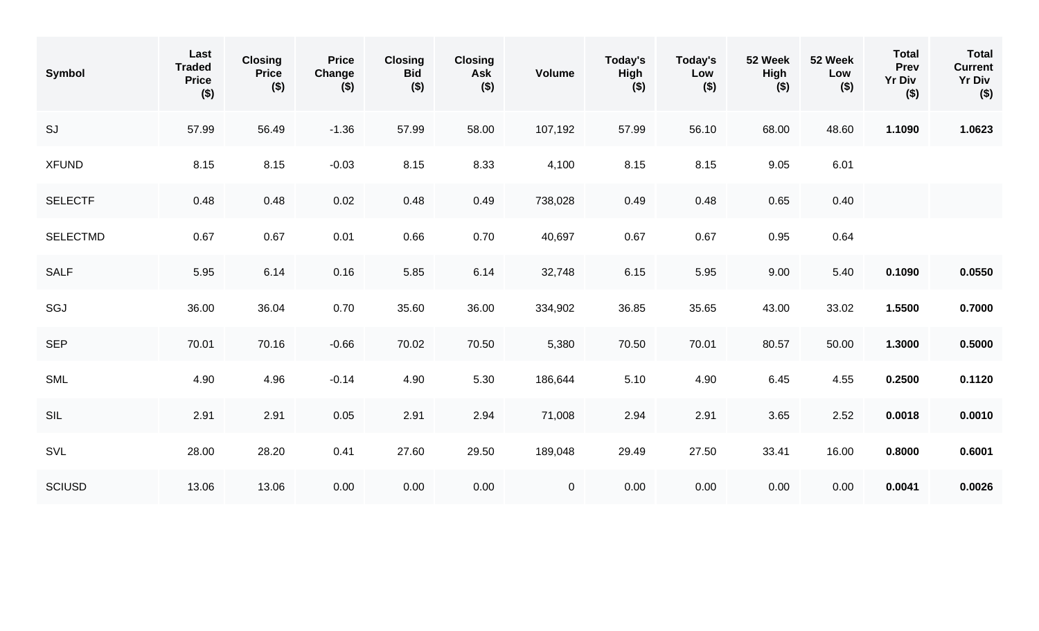| Symbol | Last Traded Price ($) | Closing Price ($) | Price Change ($) | Closing Bid ($) | Closing Ask ($) | Volume | Today's High ($) | Today's Low ($) | 52 Week High ($) | 52 Week Low ($) | Total Prev Yr Div ($) | Total Current Yr Div ($) |
|---|---|---|---|---|---|---|---|---|---|---|---|---|
| SJ | 57.99 | 56.49 | -1.36 | 57.99 | 58.00 | 107,192 | 57.99 | 56.10 | 68.00 | 48.60 | **1.1090** | **1.0623** |
| XFUND | 8.15 | 8.15 | -0.03 | 8.15 | 8.33 | 4,100 | 8.15 | 8.15 | 9.05 | 6.01 | | |
| SELECTF | 0.48 | 0.48 | 0.02 | 0.48 | 0.49 | 738,028 | 0.49 | 0.48 | 0.65 | 0.40 | | |
| SELECTMD | 0.67 | 0.67 | 0.01 | 0.66 | 0.70 | 40,697 | 0.67 | 0.67 | 0.95 | 0.64 | | |
| SALF | 5.95 | 6.14 | 0.16 | 5.85 | 6.14 | 32,748 | 6.15 | 5.95 | 9.00 | 5.40 | **0.1090** | **0.0550** |
| SGJ | 36.00 | 36.04 | 0.70 | 35.60 | 36.00 | 334,902 | 36.85 | 35.65 | 43.00 | 33.02 | **1.5500** | **0.7000** |
| SEP | 70.01 | 70.16 | -0.66 | 70.02 | 70.50 | 5,380 | 70.50 | 70.01 | 80.57 | 50.00 | **1.3000** | **0.5000** |
| SML | 4.90 | 4.96 | -0.14 | 4.90 | 5.30 | 186,644 | 5.10 | 4.90 | 6.45 | 4.55 | **0.2500** | **0.1120** |
| SIL | 2.91 | 2.91 | 0.05 | 2.91 | 2.94 | 71,008 | 2.94 | 2.91 | 3.65 | 2.52 | **0.0018** | **0.0010** |
| SVL | 28.00 | 28.20 | 0.41 | 27.60 | 29.50 | 189,048 | 29.49 | 27.50 | 33.41 | 16.00 | **0.8000** | **0.6001** |
| SCIUSD | 13.06 | 13.06 | 0.00 | 0.00 | 0.00 | 0 | 0.00 | 0.00 | 0.00 | 0.00 | **0.0041** | **0.0026** |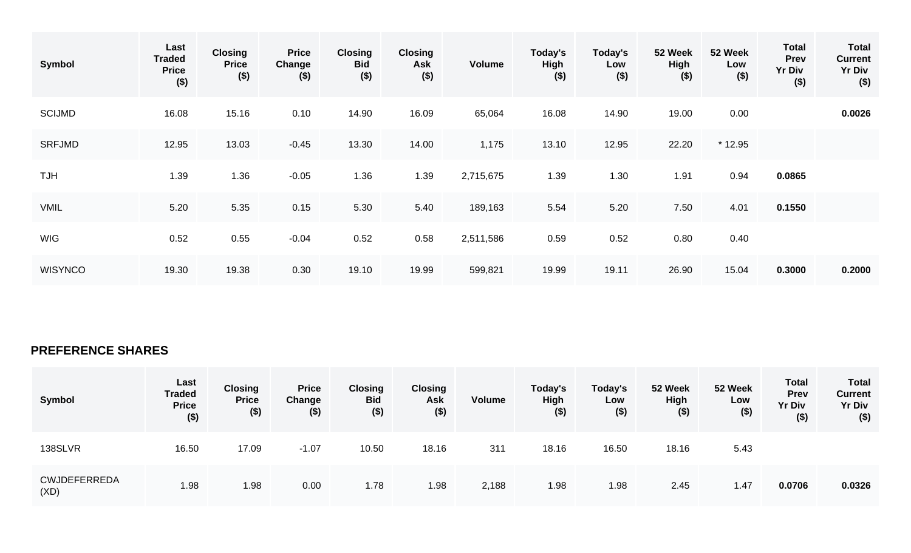| Symbol | Last Traded Price ($) | Closing Price ($) | Price Change ($) | Closing Bid ($) | Closing Ask ($) | Volume | Today's High ($) | Today's Low ($) | 52 Week High ($) | 52 Week Low ($) | Total Prev Yr Div ($) | Total Current Yr Div ($) |
|---|---|---|---|---|---|---|---|---|---|---|---|---|
| SCIJMD | 16.08 | 15.16 | 0.10 | 14.90 | 16.09 | 65,064 | 16.08 | 14.90 | 19.00 | 0.00 | | **0.0026** |
| SRFJMD | 12.95 | 13.03 | -0.45 | 13.30 | 14.00 | 1,175 | 13.10 | 12.95 | 22.20 | * 12.95 | | |
| TJH | 1.39 | 1.36 | -0.05 | 1.36 | 1.39 | 2,715,675 | 1.39 | 1.30 | 1.91 | 0.94 | **0.0865** | |
| VMIL | 5.20 | 5.35 | 0.15 | 5.30 | 5.40 | 189,163 | 5.54 | 5.20 | 7.50 | 4.01 | **0.1550** | |
| WIG | 0.52 | 0.55 | -0.04 | 0.52 | 0.58 | 2,511,586 | 0.59 | 0.52 | 0.80 | 0.40 | | |
| WISYNCO | 19.30 | 19.38 | 0.30 | 19.10 | 19.99 | 599,821 | 19.99 | 19.11 | 26.90 | 15.04 | **0.3000** | **0.2000** |

## PREFERENCE SHARES

| Symbol | Last Traded Price ($) | Closing Price ($) | Price Change ($) | Closing Bid ($) | Closing Ask ($) | Volume | Today's High ($) | Today's Low ($) | 52 Week High ($) | 52 Week Low ($) | Total Prev Yr Div ($) | Total Current Yr Div ($) |
|---|---|---|---|---|---|---|---|---|---|---|---|---|
| 138SLVR | 16.50 | 17.09 | -1.07 | 10.50 | 18.16 | 311 | 18.16 | 16.50 | 18.16 | 5.43 | | |
| CWJDEFERREDA (XD) | 1.98 | 1.98 | 0.00 | 1.78 | 1.98 | 2,188 | 1.98 | 1.98 | 2.45 | 1.47 | **0.0706** | **0.0326** |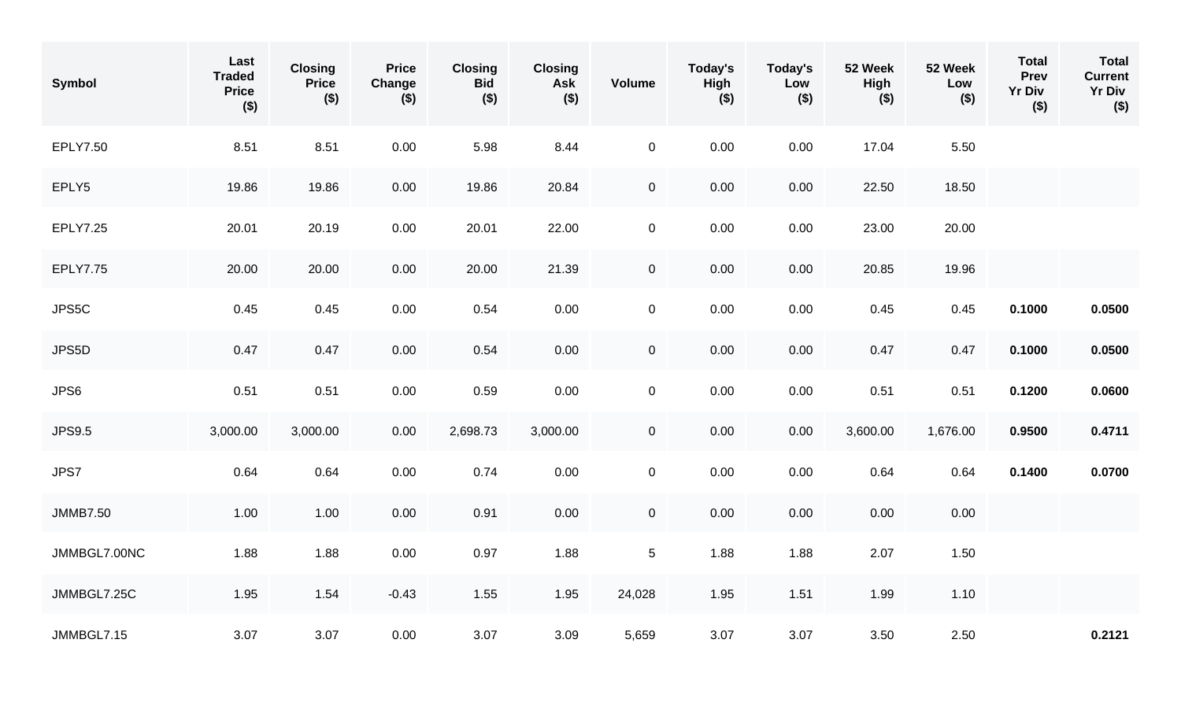| Symbol | Last Traded Price ($) | Closing Price ($) | Price Change ($) | Closing Bid ($) | Closing Ask ($) | Volume | Today's High ($) | Today's Low ($) | 52 Week High ($) | 52 Week Low ($) | Total Prev Yr Div ($) | Total Current Yr Div ($) |
|---|---|---|---|---|---|---|---|---|---|---|---|---|
| EPLY7.50 | 8.51 | 8.51 | 0.00 | 5.98 | 8.44 | 0 | 0.00 | 0.00 | 17.04 | 5.50 | | |
| EPLY5 | 19.86 | 19.86 | 0.00 | 19.86 | 20.84 | 0 | 0.00 | 0.00 | 22.50 | 18.50 | | |
| EPLY7.25 | 20.01 | 20.19 | 0.00 | 20.01 | 22.00 | 0 | 0.00 | 0.00 | 23.00 | 20.00 | | |
| EPLY7.75 | 20.00 | 20.00 | 0.00 | 20.00 | 21.39 | 0 | 0.00 | 0.00 | 20.85 | 19.96 | | |
| JPS5C | 0.45 | 0.45 | 0.00 | 0.54 | 0.00 | 0 | 0.00 | 0.00 | 0.45 | 0.45 | **0.1000** | **0.0500** |
| JPS5D | 0.47 | 0.47 | 0.00 | 0.54 | 0.00 | 0 | 0.00 | 0.00 | 0.47 | 0.47 | **0.1000** | **0.0500** |
| JPS6 | 0.51 | 0.51 | 0.00 | 0.59 | 0.00 | 0 | 0.00 | 0.00 | 0.51 | 0.51 | **0.1200** | **0.0600** |
| JPS9.5 | 3,000.00 | 3,000.00 | 0.00 | 2,698.73 | 3,000.00 | 0 | 0.00 | 0.00 | 3,600.00 | 1,676.00 | **0.9500** | **0.4711** |
| JPS7 | 0.64 | 0.64 | 0.00 | 0.74 | 0.00 | 0 | 0.00 | 0.00 | 0.64 | 0.64 | **0.1400** | **0.0700** |
| JMMB7.50 | 1.00 | 1.00 | 0.00 | 0.91 | 0.00 | 0 | 0.00 | 0.00 | 0.00 | 0.00 | | |
| JMMBGL7.00NC | 1.88 | 1.88 | 0.00 | 0.97 | 1.88 | 5 | 1.88 | 1.88 | 2.07 | 1.50 | | |
| JMMBGL7.25C | 1.95 | 1.54 | -0.43 | 1.55 | 1.95 | 24,028 | 1.95 | 1.51 | 1.99 | 1.10 | | |
| JMMBGL7.15 | 3.07 | 3.07 | 0.00 | 3.07 | 3.09 | 5,659 | 3.07 | 3.07 | 3.50 | 2.50 | | **0.2121** |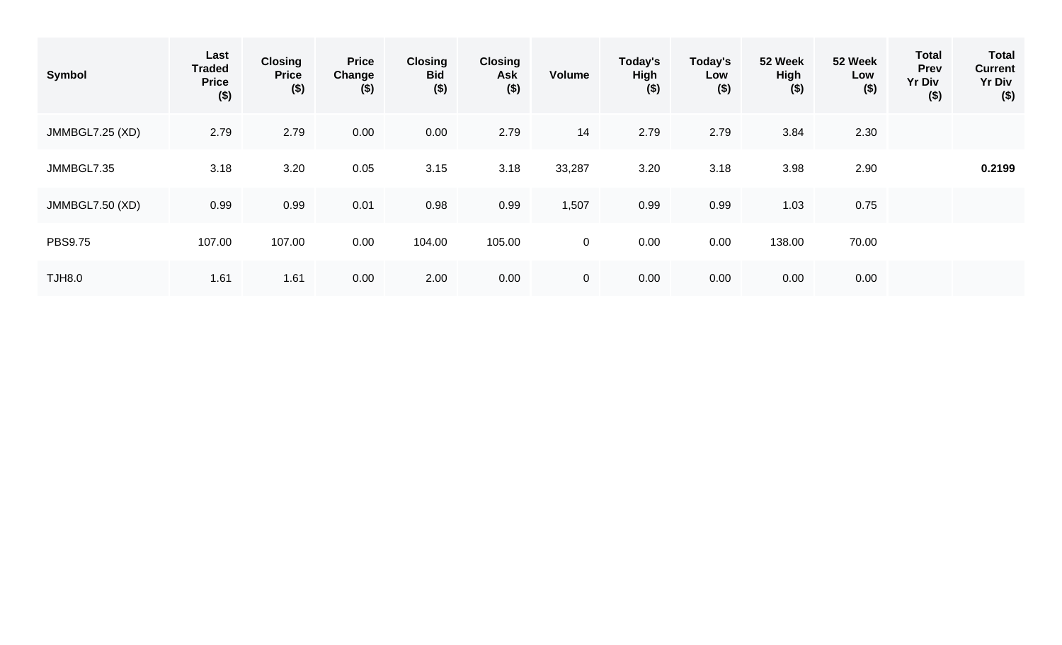| Symbol | Last Traded Price ($) | Closing Price ($) | Price Change ($) | Closing Bid ($) | Closing Ask ($) | Volume | Today's High ($) | Today's Low ($) | 52 Week High ($) | 52 Week Low ($) | Total Prev Yr Div ($) | Total Current Yr Div ($) |
|---|---|---|---|---|---|---|---|---|---|---|---|---|
| JMMBGL7.25 (XD) | 2.79 | 2.79 | 0.00 | 0.00 | 2.79 | 14 | 2.79 | 2.79 | 3.84 | 2.30 | | |
| JMMBGL7.35 | 3.18 | 3.20 | 0.05 | 3.15 | 3.18 | 33,287 | 3.20 | 3.18 | 3.98 | 2.90 | | **0.2199** |
| JMMBGL7.50 (XD) | 0.99 | 0.99 | 0.01 | 0.98 | 0.99 | 1,507 | 0.99 | 0.99 | 1.03 | 0.75 | | |
| PBS9.75 | 107.00 | 107.00 | 0.00 | 104.00 | 105.00 | 0 | 0.00 | 0.00 | 138.00 | 70.00 | | |
| TJH8.0 | 1.61 | 1.61 | 0.00 | 2.00 | 0.00 | 0 | 0.00 | 0.00 | 0.00 | 0.00 | | |